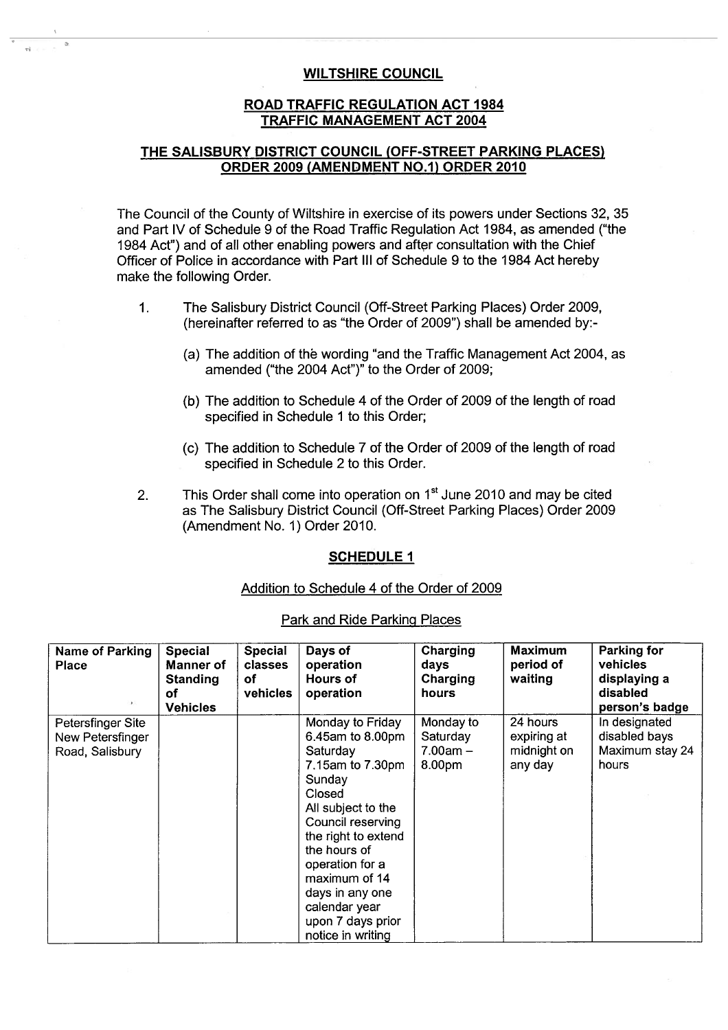**WILTSHIRE COUNCIL**

**ROAD TRAFFIC REGULATION ACT 1984**
**TRAFFIC MANAGEMENT ACT 2004**

**THE SALISBURY DISTRICT COUNCIL (OFF-STREET PARKING PLACES) ORDER 2009 (AMENDMENT NO.1) ORDER 2010**

The Council of the County of Wiltshire in exercise of its powers under Sections 32, 35 and Part IV of Schedule 9 of the Road Traffic Regulation Act 1984, as amended ("the 1984 Act") and of all other enabling powers and after consultation with the Chief Officer of Police in accordance with Part III of Schedule 9 to the 1984 Act hereby make the following Order.

1. The Salisbury District Council (Off-Street Parking Places) Order 2009, (hereinafter referred to as "the Order of 2009") shall be amended by:-

   (a) The addition of the wording "and the Traffic Management Act 2004, as amended ("the 2004 Act")" to the Order of 2009;

   (b) The addition to Schedule 4 of the Order of 2009 of the length of road specified in Schedule 1 to this Order;

   (c) The addition to Schedule 7 of the Order of 2009 of the length of road specified in Schedule 2 to this Order.

2. This Order shall come into operation on 1st June 2010 and may be cited as The Salisbury District Council (Off-Street Parking Places) Order 2009 (Amendment No. 1) Order 2010.

**SCHEDULE 1**

Addition to Schedule 4 of the Order of 2009

Park and Ride Parking Places

| Name of Parking Place | Special Manner of Standing of Vehicles | Special classes of vehicles | Days of operation Hours of operation | Charging days Charging hours | Maximum period of waiting | Parking for vehicles displaying a disabled person's badge |
|---|---|---|---|---|---|---|
| Petersfinger Site New Petersfinger Road, Salisbury | | | Monday to Friday 6.45am to 8.00pm Saturday 7.15am to 7.30pm Sunday Closed All subject to the Council reserving the right to extend the hours of operation for a maximum of 14 days in any one calendar year upon 7 days prior notice in writing | Monday to Saturday 7.00am – 8.00pm | 24 hours expiring at midnight on any day | In designated disabled bays Maximum stay 24 hours |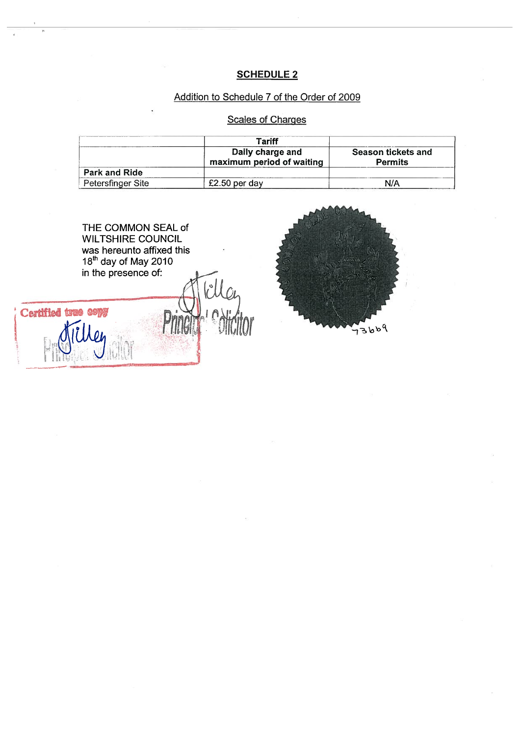## SCHEDULE 2

Addition to Schedule 7 of the Order of 2009

Scales of Charges

| | Tariff | |
|---|---|---|
| | **Daily charge and maximum period of waiting** | **Season tickets and Permits** |
| **Park and Ride** | | |
| Petersfinger Site | £2.50 per day | N/A |

THE COMMON SEAL of
WILTSHIRE COUNCIL
was hereunto affixed this
18th day of May 2010
in the presence of:

Principal Solicitor

Certified true copy

Principal Solicitor

73669